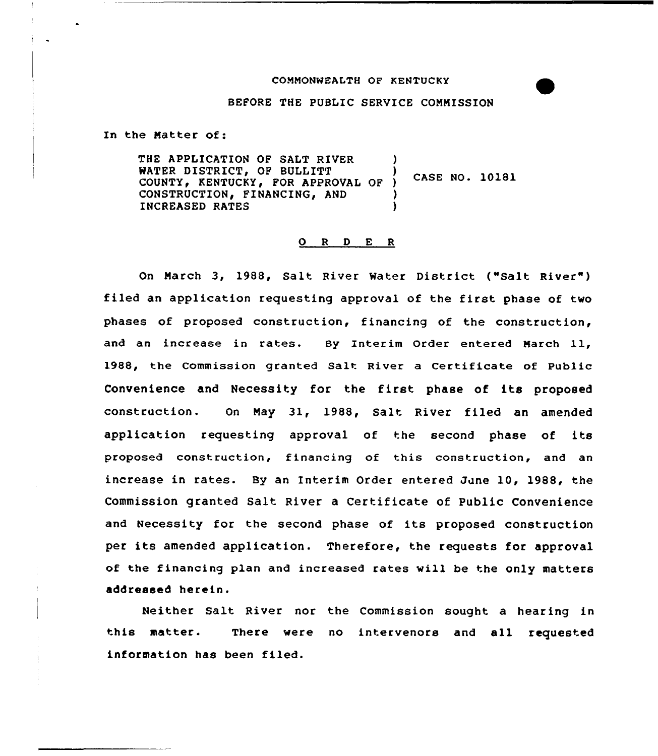COMMONWEALTH OF KENTUCKY

BEFORE THE PUBLIC SERVICE COMMISSION

In the Matter of:

| | | |
|---|---|---|
| THE APPLICATION OF SALT RIVER WATER DISTRICT, OF BULLITT COUNTY, KENTUCKY, FOR APPROVAL OF CONSTRUCTION, FINANCING, AND INCREASED RATES | ) | CASE NO. 10181 |

## O R D E R

On March 3, 1988, Salt River Water District ("Salt River") filed an application requesting approval of the first phase of two phases of proposed construction, financing of the construction, and an increase in rates. By Interim Order entered March 11, 1988, the Commission granted Salt River a Certificate of Public Convenience and Necessity for the first phase of its proposed construction. On May 31, 1988, Salt River filed an amended application requesting approval of the second phase of its proposed construction, financing of this construction, and an increase in rates. By an Interim Order entered June 10, 1988, the Commission granted Salt River a Certificate of Public Convenience and Necessity for the second phase of its proposed construction per its amended application. Therefore, the requests for approval of the financing plan and increased rates will be the only matters addressed herein.

Neither Salt River nor the Commission sought a hearing in this matter. There were no intervenors and all requested information has been filed.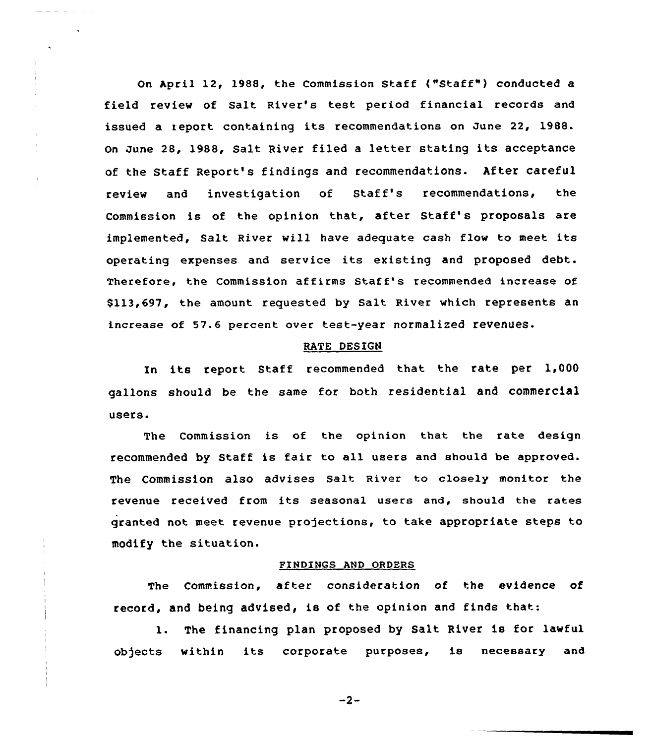On April 12, 1988, the Commission Staff ("Staff") conducted a field review of Salt River's test period financial records and issued a report containing its recommendations on June 22, 1988. On June 28, 1988, Salt River filed a letter stating its acceptance of the Staff Report's findings and recommendations. After careful review and investigation of Staff's recommendations, the Commission is of the opinion that, after Staff's proposals are implemented, Salt River will have adequate cash flow to meet its operating expenses and service its existing and proposed debt. Therefore, the Commission affirms Staff's recommended increase of $113,697, the amount requested by Salt River which represents an increase of 57.6 percent over test-year normalized revenues.

## RATE DESIGN

In its report Staff recommended that the rate per 1,000 gallons should be the same for both residential and commercial users.

The Commission is of the opinion that the rate design recommended by Staff is fair to all users and should be approved. The Commission also advises Salt River to closely monitor the revenue received from its seasonal users and, should the rates granted not meet revenue projections, to take appropriate steps to modify the situation.

## FINDINGS AND ORDERS

The Commission, after consideration of the evidence of record, and being advised, is of the opinion and finds that:

1. The financing plan proposed by Salt River is for lawful objects within its corporate purposes, is necessary and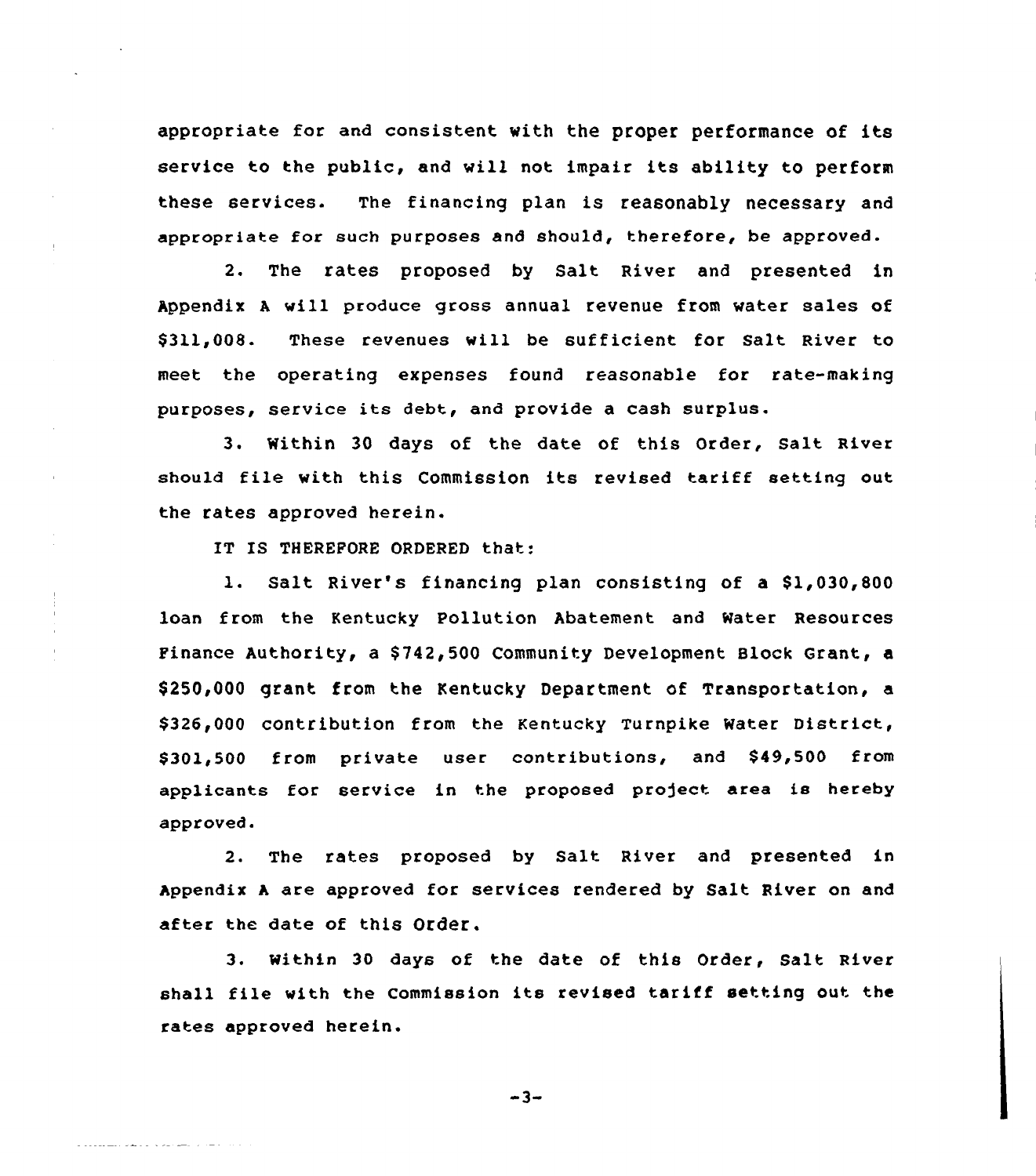appropriate for and consistent with the proper performance of its service to the public, and will not impair its ability to perform these services. The financing plan is reasonably necessary and appropriate for such purposes and should, therefore, be approved.

2. The rates proposed by Salt River and presented in Appendix A will produce gross annual revenue from water sales of $311,008. These revenues will be sufficient for Salt River to meet the operating expenses found reasonable for rate-making purposes, service its debt, and provide a cash surplus.

3. Within 30 days of the date of this Order, Salt River should file with this Commission its revised tariff setting out the rates approved herein.

IT IS THEREFORE ORDERED that:

1. Salt River's financing plan consisting of a $1,030,800 loan from the Kentucky Pollution Abatement and Water Resources Finance Authority, a $742,500 Community Development Block Grant, a $250,000 grant from the Kentucky Department of Transportation, a $326,000 contribution from the Kentucky Turnpike Water District, $301,500 from private user contributions, and $49,500 from applicants for service in the proposed project area is hereby approved.

2. The rates proposed by Salt River and presented in Appendix A are approved for services rendered by Salt River on and after the date of this Order.

3. Within 30 days of the date of this Order, Salt River shall file with the Commission its revised tariff setting out the rates approved herein.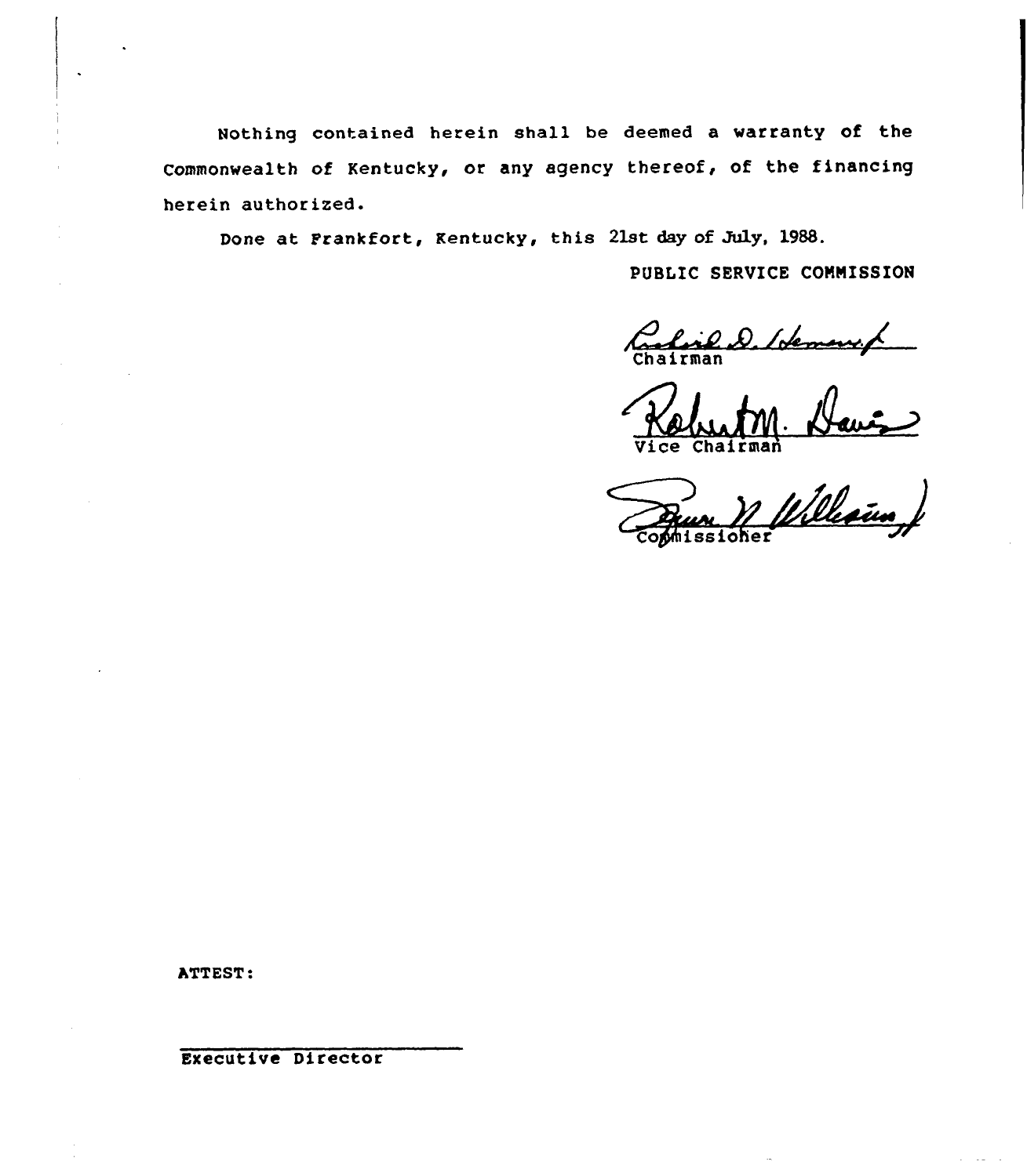Nothing contained herein shall be deemed a warranty of the Commonwealth of Kentucky, or any agency thereof, of the financing herein authorized.

Done at Frankfort, Kentucky, this 21st day of July, 1988.

PUBLIC SERVICE COMMISSION

Chairman

Vice Chairman

Commissioner

ATTEST:

Executive Director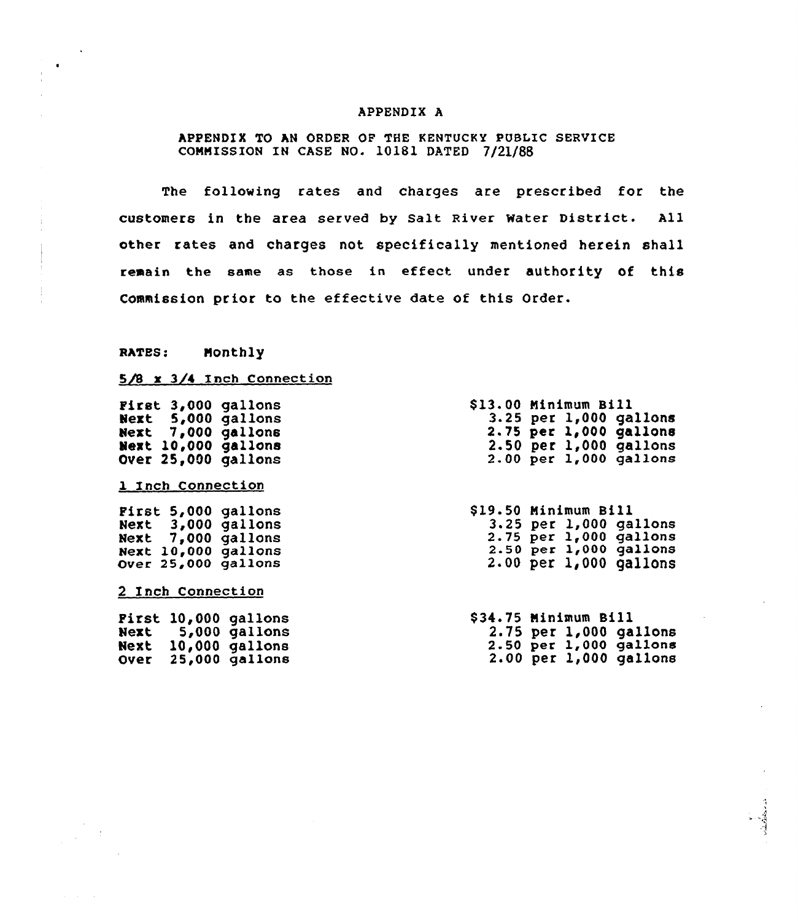# APPENDIX A

APPENDIX TO AN ORDER OF THE KENTUCKY PUBLIC SERVICE COMMISSION IN CASE NO. 10181 DATED 7/21/88

The following rates and charges are prescribed for the customers in the area served by Salt River Water District. All other rates and charges not specifically mentioned herein shall remain the same as those in effect under authority of this Commission prior to the effective date of this Order.

RATES: Monthly

5/8 x 3/4 Inch Connection

| | |
|---|---|
| First 3,000 gallons | $13.00 Minimum Bill |
| Next 5,000 gallons | 3.25 per 1,000 gallons |
| Next 7,000 gallons | 2.75 per 1,000 gallons |
| Next 10,000 gallons | 2.50 per 1,000 gallons |
| Over 25,000 gallons | 2.00 per 1,000 gallons |

1 Inch Connection

| | |
|---|---|
| First 5,000 gallons | $19.50 Minimum Bill |
| Next 3,000 gallons | 3.25 per 1,000 gallons |
| Next 7,000 gallons | 2.75 per 1,000 gallons |
| Next 10,000 gallons | 2.50 per 1,000 gallons |
| Over 25,000 gallons | 2.00 per 1,000 gallons |

2 Inch Connection

| | |
|---|---|
| First 10,000 gallons | $34.75 Minimum Bill |
| Next 5,000 gallons | 2.75 per 1,000 gallons |
| Next 10,000 gallons | 2.50 per 1,000 gallons |
| Over 25,000 gallons | 2.00 per 1,000 gallons |